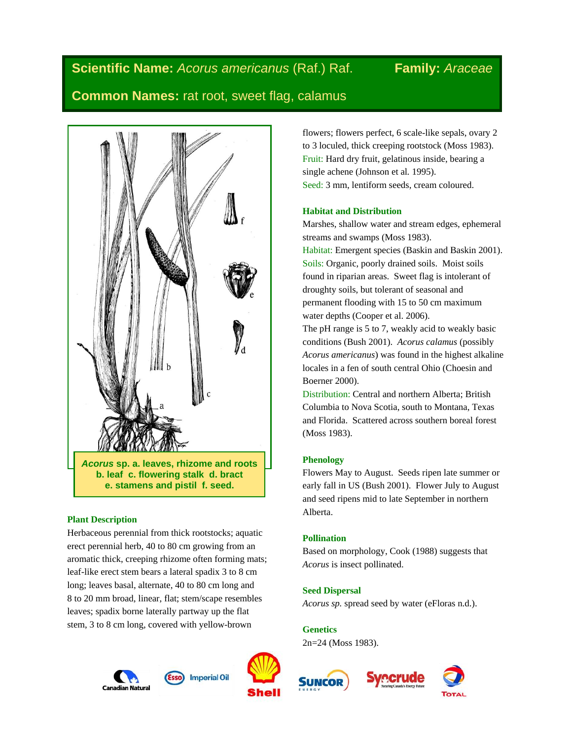**Scientific Name:** *Acorus americanus* (Raf.) Raf. **Family:** *Araceae*

**Common Names:** rat root, sweet flag, calamus

***Acorus* sp. a. leaves, rhizome and roots b. leaf c. flowering stalk d. bract e. stamens and pistil f. seed.**

### Plant Description

Herbaceous perennial from thick rootstocks; aquatic erect perennial herb, 40 to 80 cm growing from an aromatic thick, creeping rhizome often forming mats; leaf-like erect stem bears a lateral spadix 3 to 8 cm long; leaves basal, alternate, 40 to 80 cm long and 8 to 20 mm broad, linear, flat; stem/scape resembles leaves; spadix borne laterally partway up the flat stem, 3 to 8 cm long, covered with yellow-brown flowers; flowers perfect, 6 scale-like sepals, ovary 2 to 3 loculed, thick creeping rootstock (Moss 1983).

Fruit: Hard dry fruit, gelatinous inside, bearing a single achene (Johnson et al. 1995).

Seed: 3 mm, lentiform seeds, cream coloured.

### Habitat and Distribution

Marshes, shallow water and stream edges, ephemeral streams and swamps (Moss 1983).

Habitat: Emergent species (Baskin and Baskin 2001).

Soils: Organic, poorly drained soils. Moist soils found in riparian areas. Sweet flag is intolerant of droughty soils, but tolerant of seasonal and permanent flooding with 15 to 50 cm maximum water depths (Cooper et al. 2006).

The pH range is 5 to 7, weakly acid to weakly basic conditions (Bush 2001). *Acorus calamus* (possibly *Acorus americanus*) was found in the highest alkaline locales in a fen of south central Ohio (Choesin and Boerner 2000).

Distribution: Central and northern Alberta; British Columbia to Nova Scotia, south to Montana, Texas and Florida. Scattered across southern boreal forest (Moss 1983).

### Phenology

Flowers May to August. Seeds ripen late summer or early fall in US (Bush 2001). Flower July to August and seed ripens mid to late September in northern Alberta.

### Pollination

Based on morphology, Cook (1988) suggests that *Acorus* is insect pollinated.

### Seed Dispersal

*Acorus sp.* spread seed by water (eFloras n.d.).

### Genetics

2n=24 (Moss 1983).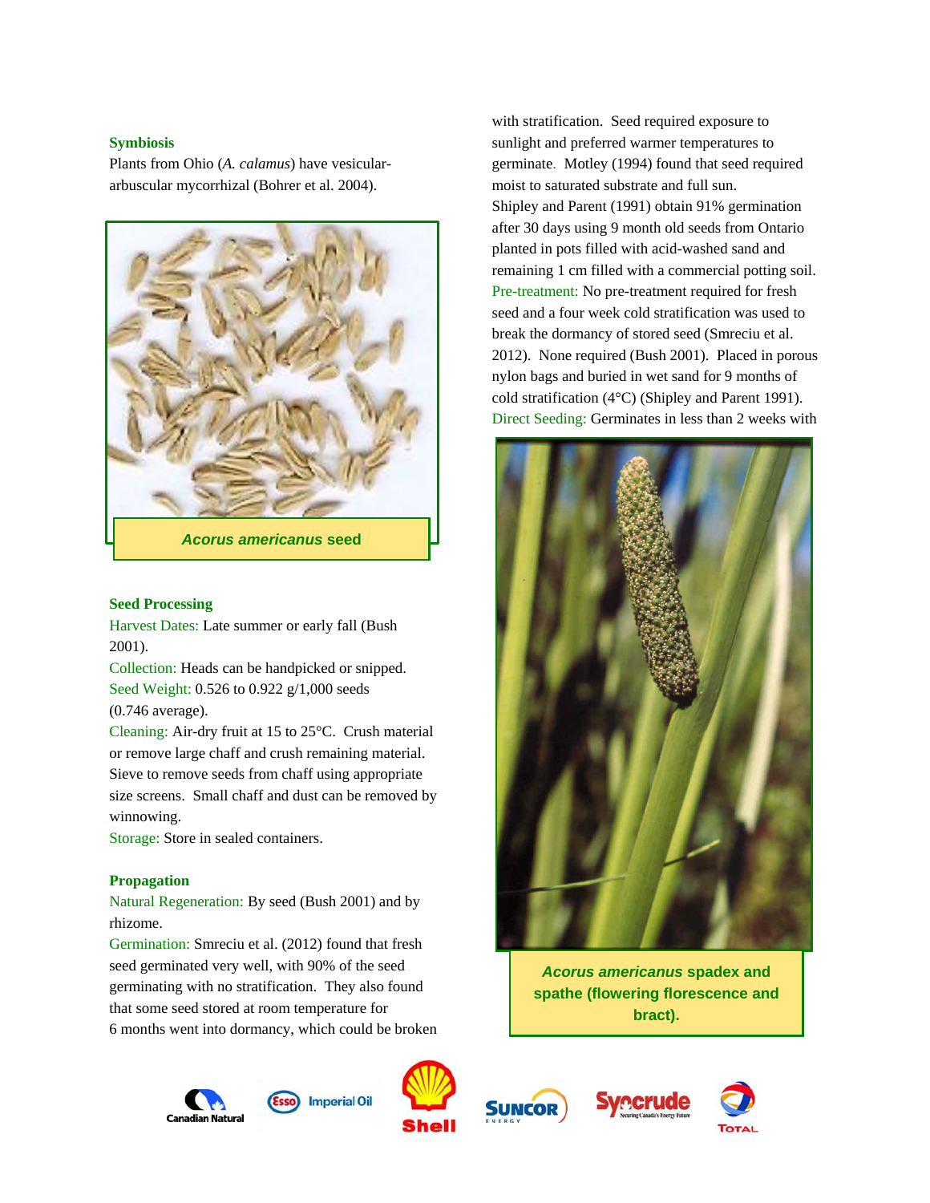### Symbiosis

Plants from Ohio (*A. calamus*) have vesicular-arbuscular mycorrhizal (Bohrer et al. 2004).

***Acorus americanus* seed**

### Seed Processing

Harvest Dates: Late summer or early fall (Bush 2001).

Collection: Heads can be handpicked or snipped.

Seed Weight: 0.526 to 0.922 g/1,000 seeds (0.746 average).

Cleaning: Air-dry fruit at 15 to 25°C. Crush material or remove large chaff and crush remaining material. Sieve to remove seeds from chaff using appropriate size screens. Small chaff and dust can be removed by winnowing.

Storage: Store in sealed containers.

### Propagation

Natural Regeneration: By seed (Bush 2001) and by rhizome.

Germination: Smreciu et al. (2012) found that fresh seed germinated very well, with 90% of the seed germinating with no stratification. They also found that some seed stored at room temperature for 6 months went into dormancy, which could be broken with stratification. Seed required exposure to sunlight and preferred warmer temperatures to germinate. Motley (1994) found that seed required moist to saturated substrate and full sun.

Shipley and Parent (1991) obtain 91% germination after 30 days using 9 month old seeds from Ontario planted in pots filled with acid-washed sand and remaining 1 cm filled with a commercial potting soil.

Pre-treatment: No pre-treatment required for fresh seed and a four week cold stratification was used to break the dormancy of stored seed (Smreciu et al. 2012). None required (Bush 2001). Placed in porous nylon bags and buried in wet sand for 9 months of cold stratification (4°C) (Shipley and Parent 1991).

Direct Seeding: Germinates in less than 2 weeks with

***Acorus americanus* spadex and spathe (flowering florescence and bract).**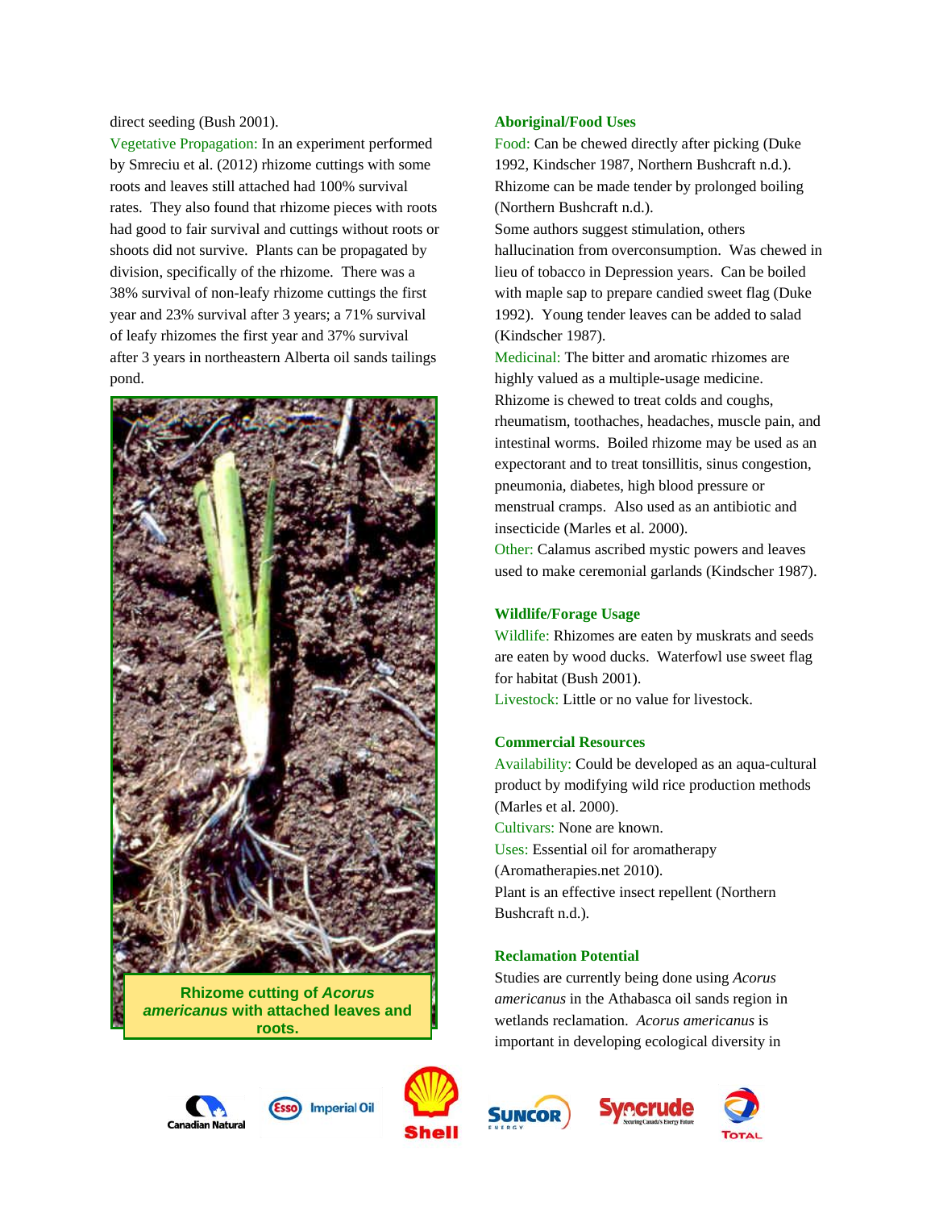direct seeding (Bush 2001).

Vegetative Propagation: In an experiment performed by Smreciu et al. (2012) rhizome cuttings with some roots and leaves still attached had 100% survival rates. They also found that rhizome pieces with roots had good to fair survival and cuttings without roots or shoots did not survive. Plants can be propagated by division, specifically of the rhizome. There was a 38% survival of non-leafy rhizome cuttings the first year and 23% survival after 3 years; a 71% survival of leafy rhizomes the first year and 37% survival after 3 years in northeastern Alberta oil sands tailings pond.

**Rhizome cutting of *Acorus americanus* with attached leaves and roots.**

### Aboriginal/Food Uses

Food: Can be chewed directly after picking (Duke 1992, Kindscher 1987, Northern Bushcraft n.d.). Rhizome can be made tender by prolonged boiling (Northern Bushcraft n.d.).

Some authors suggest stimulation, others hallucination from overconsumption. Was chewed in lieu of tobacco in Depression years. Can be boiled with maple sap to prepare candied sweet flag (Duke 1992). Young tender leaves can be added to salad (Kindscher 1987).

Medicinal: The bitter and aromatic rhizomes are highly valued as a multiple-usage medicine. Rhizome is chewed to treat colds and coughs, rheumatism, toothaches, headaches, muscle pain, and intestinal worms. Boiled rhizome may be used as an expectorant and to treat tonsillitis, sinus congestion, pneumonia, diabetes, high blood pressure or menstrual cramps. Also used as an antibiotic and insecticide (Marles et al. 2000).

Other: Calamus ascribed mystic powers and leaves used to make ceremonial garlands (Kindscher 1987).

### Wildlife/Forage Usage

Wildlife: Rhizomes are eaten by muskrats and seeds are eaten by wood ducks. Waterfowl use sweet flag for habitat (Bush 2001).

Livestock: Little or no value for livestock.

### Commercial Resources

Availability: Could be developed as an aqua-cultural product by modifying wild rice production methods (Marles et al. 2000).

Cultivars: None are known.

Uses: Essential oil for aromatherapy (Aromatherapies.net 2010).

Plant is an effective insect repellent (Northern Bushcraft n.d.).

### Reclamation Potential

Studies are currently being done using *Acorus americanus* in the Athabasca oil sands region in wetlands reclamation. *Acorus americanus* is important in developing ecological diversity in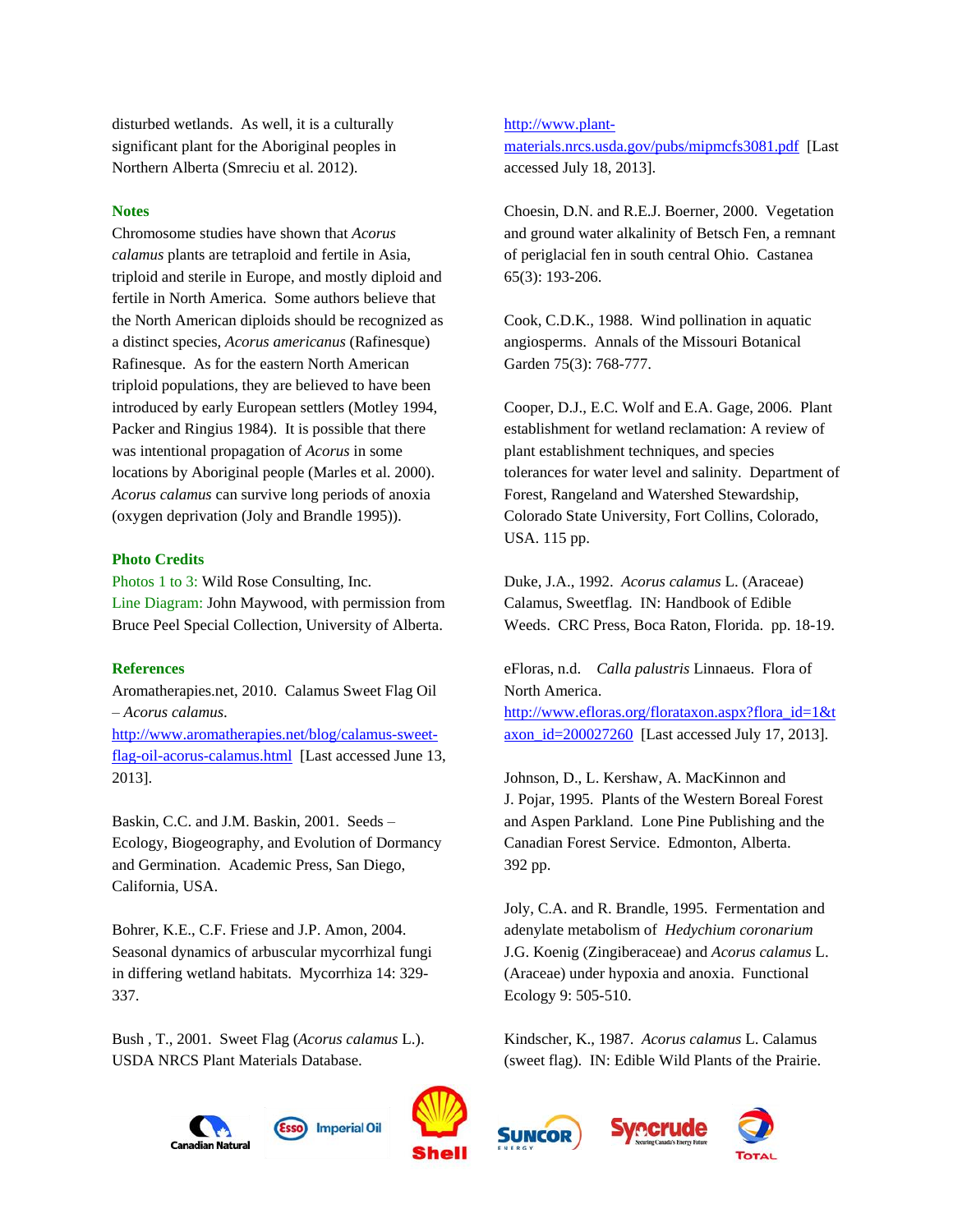disturbed wetlands. As well, it is a culturally significant plant for the Aboriginal peoples in Northern Alberta (Smreciu et al. 2012).

## Notes

Chromosome studies have shown that *Acorus calamus* plants are tetraploid and fertile in Asia, triploid and sterile in Europe, and mostly diploid and fertile in North America. Some authors believe that the North American diploids should be recognized as a distinct species, *Acorus americanus* (Rafinesque) Rafinesque. As for the eastern North American triploid populations, they are believed to have been introduced by early European settlers (Motley 1994, Packer and Ringius 1984). It is possible that there was intentional propagation of *Acorus* in some locations by Aboriginal people (Marles et al. 2000). *Acorus calamus* can survive long periods of anoxia (oxygen deprivation (Joly and Brandle 1995)).

## Photo Credits

Photos 1 to 3: Wild Rose Consulting, Inc.
Line Diagram: John Maywood, with permission from Bruce Peel Special Collection, University of Alberta.

## References

Aromatherapies.net, 2010. Calamus Sweet Flag Oil – *Acorus calamus*. http://www.aromatherapies.net/blog/calamus-sweet-flag-oil-acorus-calamus.html [Last accessed June 13, 2013].

Baskin, C.C. and J.M. Baskin, 2001. Seeds – Ecology, Biogeography, and Evolution of Dormancy and Germination. Academic Press, San Diego, California, USA.

Bohrer, K.E., C.F. Friese and J.P. Amon, 2004. Seasonal dynamics of arbuscular mycorrhizal fungi in differing wetland habitats. Mycorrhiza 14: 329-337.

Bush , T., 2001. Sweet Flag (*Acorus calamus* L.). USDA NRCS Plant Materials Database. http://www.plant-materials.nrcs.usda.gov/pubs/mipmcfs3081.pdf [Last accessed July 18, 2013].

Choesin, D.N. and R.E.J. Boerner, 2000. Vegetation and ground water alkalinity of Betsch Fen, a remnant of periglacial fen in south central Ohio. Castanea 65(3): 193-206.

Cook, C.D.K., 1988. Wind pollination in aquatic angiosperms. Annals of the Missouri Botanical Garden 75(3): 768-777.

Cooper, D.J., E.C. Wolf and E.A. Gage, 2006. Plant establishment for wetland reclamation: A review of plant establishment techniques, and species tolerances for water level and salinity. Department of Forest, Rangeland and Watershed Stewardship, Colorado State University, Fort Collins, Colorado, USA. 115 pp.

Duke, J.A., 1992. *Acorus calamus* L. (Araceae) Calamus, Sweetflag. IN: Handbook of Edible Weeds. CRC Press, Boca Raton, Florida. pp. 18-19.

eFloras, n.d. *Calla palustris* Linnaeus. Flora of North America. http://www.efloras.org/florataxon.aspx?flora_id=1&taxon_id=200027260 [Last accessed July 17, 2013].

Johnson, D., L. Kershaw, A. MacKinnon and J. Pojar, 1995. Plants of the Western Boreal Forest and Aspen Parkland. Lone Pine Publishing and the Canadian Forest Service. Edmonton, Alberta. 392 pp.

Joly, C.A. and R. Brandle, 1995. Fermentation and adenylate metabolism of *Hedychium coronarium* J.G. Koenig (Zingiberaceae) and *Acorus calamus* L. (Araceae) under hypoxia and anoxia. Functional Ecology 9: 505-510.

Kindscher, K., 1987. *Acorus calamus* L. Calamus (sweet flag). IN: Edible Wild Plants of the Prairie.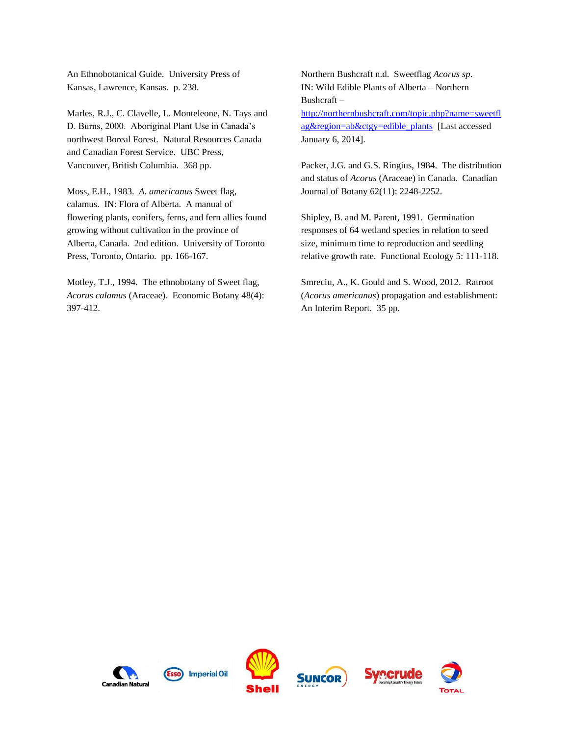An Ethnobotanical Guide. University Press of Kansas, Lawrence, Kansas. p. 238.

Marles, R.J., C. Clavelle, L. Monteleone, N. Tays and D. Burns, 2000. Aboriginal Plant Use in Canada's northwest Boreal Forest. Natural Resources Canada and Canadian Forest Service. UBC Press, Vancouver, British Columbia. 368 pp.

Moss, E.H., 1983. *A. americanus* Sweet flag, calamus. IN: Flora of Alberta. A manual of flowering plants, conifers, ferns, and fern allies found growing without cultivation in the province of Alberta, Canada. 2nd edition. University of Toronto Press, Toronto, Ontario. pp. 166-167.

Motley, T.J., 1994. The ethnobotany of Sweet flag, *Acorus calamus* (Araceae). Economic Botany 48(4): 397-412.

Northern Bushcraft n.d. Sweetflag *Acorus sp*. IN: Wild Edible Plants of Alberta – Northern Bushcraft – http://northernbushcraft.com/topic.php?name=sweetflag&region=ab&ctgy=edible_plants [Last accessed January 6, 2014].

Packer, J.G. and G.S. Ringius, 1984. The distribution and status of *Acorus* (Araceae) in Canada. Canadian Journal of Botany 62(11): 2248-2252.

Shipley, B. and M. Parent, 1991. Germination responses of 64 wetland species in relation to seed size, minimum time to reproduction and seedling relative growth rate. Functional Ecology 5: 111-118.

Smreciu, A., K. Gould and S. Wood, 2012. Ratroot (*Acorus americanus*) propagation and establishment: An Interim Report. 35 pp.